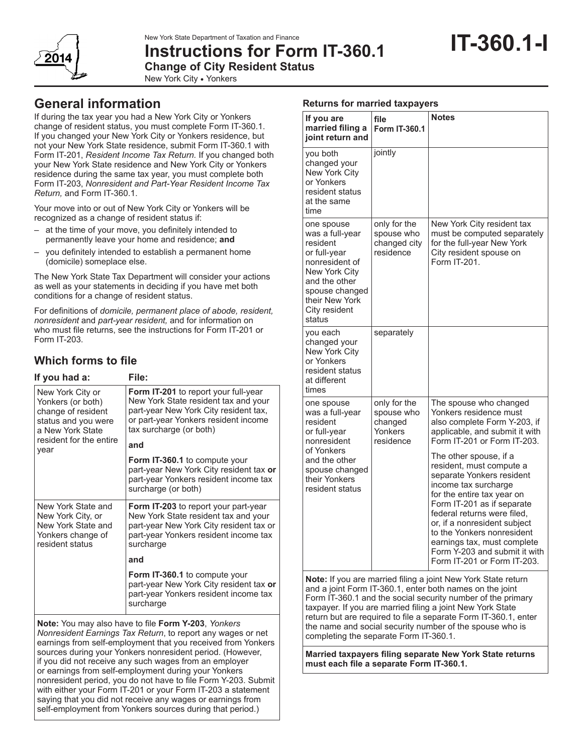New York State Department of Taxation and Finance

# Instructions for Form IT-360.1

**IT-360.1-I**

## Change of City Resident Status

New York City • Yonkers

2014

## General information

If during the tax year you had a New York City or Yonkers change of resident status, you must complete Form IT-360.1. If you changed your New York City or Yonkers residence, but not your New York State residence, submit Form IT-360.1 with Form IT-201, *Resident Income Tax Return.* If you changed both your New York State residence and New York City or Yonkers residence during the same tax year, you must complete both Form IT-203, *Nonresident and Part-Year Resident Income Tax Return,* and Form IT-360.1.

Your move into or out of New York City or Yonkers will be recognized as a change of resident status if:

– at the time of your move, you definitely intended to permanently leave your home and residence; **and**

– you definitely intended to establish a permanent home (domicile) someplace else.

The New York State Tax Department will consider your actions as well as your statements in deciding if you have met both conditions for a change of resident status.

For definitions of *domicile, permanent place of abode, resident, nonresident* and *part-year resident,* and for information on who must file returns, see the instructions for Form IT-201 or Form IT-203.

### Which forms to file

| If you had a: | File: |
|---|---|
| New York City or Yonkers (or both) change of resident status and you were a New York State resident for the entire year | **Form IT-201** to report your full-year New York State resident tax and your part-year New York City resident tax, or part-year Yonkers resident income tax surcharge (or both) **and** **Form IT-360.1** to compute your part-year New York City resident tax **or** part-year Yonkers resident income tax surcharge (or both) |
| New York State and New York City, or New York State and Yonkers change of resident status | **Form IT-203** to report your part-year New York State resident tax and your part-year New York City resident tax or part-year Yonkers resident income tax surcharge **and** **Form IT-360.1** to compute your part-year New York City resident tax **or** part-year Yonkers resident income tax surcharge |

**Note:** You may also have to file **Form Y-203**, *Yonkers Nonresident Earnings Tax Return*, to report any wages or net earnings from self-employment that you received from Yonkers sources during your Yonkers nonresident period. (However, if you did not receive any such wages from an employer or earnings from self-employment during your Yonkers nonresident period, you do not have to file Form Y-203. Submit with either your Form IT-201 or your Form IT-203 a statement saying that you did not receive any wages or earnings from self-employment from Yonkers sources during that period.)

### Returns for married taxpayers

| If you are married filing a joint return and | file Form IT-360.1 | Notes |
|---|---|---|
| you both changed your New York City or Yonkers resident status at the same time | jointly | |
| one spouse was a full-year resident or full-year nonresident of New York City and the other spouse changed their New York City resident status | only for the spouse who changed city residence | New York City resident tax must be computed separately for the full-year New York City resident spouse on Form IT-201. |
| you each changed your New York City or Yonkers resident status at different times | separately | |
| one spouse was a full-year resident or full-year nonresident of Yonkers and the other spouse changed their Yonkers resident status | only for the spouse who changed Yonkers residence | The spouse who changed Yonkers residence must also complete Form Y-203, if applicable, and submit it with Form IT-201 or Form IT-203. The other spouse, if a resident, must compute a separate Yonkers resident income tax surcharge for the entire tax year on Form IT-201 as if separate federal returns were filed, or, if a nonresident subject to the Yonkers nonresident earnings tax, must complete Form Y-203 and submit it with Form IT-201 or Form IT-203. |

**Note:** If you are married filing a joint New York State return and a joint Form IT-360.1, enter both names on the joint Form IT-360.1 and the social security number of the primary taxpayer. If you are married filing a joint New York State return but are required to file a separate Form IT-360.1, enter the name and social security number of the spouse who is completing the separate Form IT-360.1.

**Married taxpayers filing separate New York State returns must each file a separate Form IT-360.1.**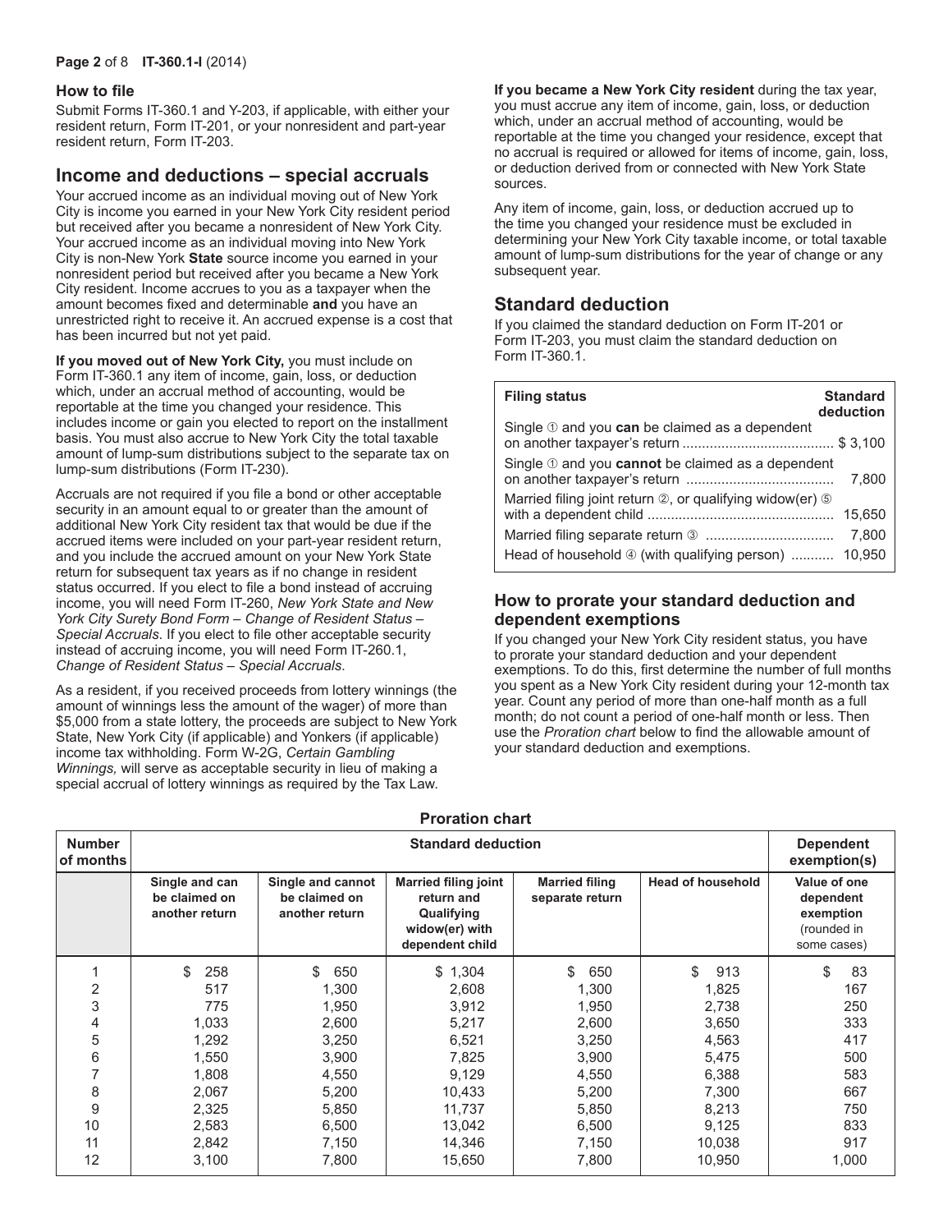### How to file

Submit Forms IT-360.1 and Y-203, if applicable, with either your resident return, Form IT-201, or your nonresident and part-year resident return, Form IT-203.

## Income and deductions – special accruals

Your accrued income as an individual moving out of New York City is income you earned in your New York City resident period but received after you became a nonresident of New York City. Your accrued income as an individual moving into New York City is non-New York **State** source income you earned in your nonresident period but received after you became a New York City resident. Income accrues to you as a taxpayer when the amount becomes fixed and determinable **and** you have an unrestricted right to receive it. An accrued expense is a cost that has been incurred but not yet paid.

**If you moved out of New York City,** you must include on Form IT-360.1 any item of income, gain, loss, or deduction which, under an accrual method of accounting, would be reportable at the time you changed your residence. This includes income or gain you elected to report on the installment basis. You must also accrue to New York City the total taxable amount of lump-sum distributions subject to the separate tax on lump-sum distributions (Form IT-230).

Accruals are not required if you file a bond or other acceptable security in an amount equal to or greater than the amount of additional New York City resident tax that would be due if the accrued items were included on your part-year resident return, and you include the accrued amount on your New York State return for subsequent tax years as if no change in resident status occurred. If you elect to file a bond instead of accruing income, you will need Form IT-260, *New York State and New York City Surety Bond Form – Change of Resident Status – Special Accruals*. If you elect to file other acceptable security instead of accruing income, you will need Form IT-260.1, *Change of Resident Status – Special Accruals*.

As a resident, if you received proceeds from lottery winnings (the amount of winnings less the amount of the wager) of more than $5,000 from a state lottery, the proceeds are subject to New York State, New York City (if applicable) and Yonkers (if applicable) income tax withholding. Form W-2G, *Certain Gambling Winnings,* will serve as acceptable security in lieu of making a special accrual of lottery winnings as required by the Tax Law.

**If you became a New York City resident** during the tax year, you must accrue any item of income, gain, loss, or deduction which, under an accrual method of accounting, would be reportable at the time you changed your residence, except that no accrual is required or allowed for items of income, gain, loss, or deduction derived from or connected with New York State sources.

Any item of income, gain, loss, or deduction accrued up to the time you changed your residence must be excluded in determining your New York City taxable income, or total taxable amount of lump-sum distributions for the year of change or any subsequent year.

## Standard deduction

If you claimed the standard deduction on Form IT-201 or Form IT-203, you must claim the standard deduction on Form IT-360.1.

| Filing status | Standard deduction |
|---|---|
| Single ① and you **can** be claimed as a dependent on another taxpayer's return | $ 3,100 |
| Single ① and you **cannot** be claimed as a dependent on another taxpayer's return | 7,800 |
| Married filing joint return ②, or qualifying widow(er) ⑤ with a dependent child | 15,650 |
| Married filing separate return ③ | 7,800 |
| Head of household ④ (with qualifying person) | 10,950 |

### How to prorate your standard deduction and dependent exemptions

If you changed your New York City resident status, you have to prorate your standard deduction and your dependent exemptions. To do this, first determine the number of full months you spent as a New York City resident during your 12-month tax year. Count any period of more than one-half month as a full month; do not count a period of one-half month or less. Then use the *Proration chart* below to find the allowable amount of your standard deduction and exemptions.

**Proration chart**

| Number of months | Standard deduction | | | | | Dependent exemption(s) |
|---|---|---|---|---|---|---|
| | Single and can be claimed on another return | Single and cannot be claimed on another return | Married filing joint return and Qualifying widow(er) with dependent child | Married filing separate return | Head of household | Value of one dependent exemption (rounded in some cases) |
| 1 | $ 258 | $ 650 | $ 1,304 | $ 650 | $ 913 | $ 83 |
| 2 | 517 | 1,300 | 2,608 | 1,300 | 1,825 | 167 |
| 3 | 775 | 1,950 | 3,912 | 1,950 | 2,738 | 250 |
| 4 | 1,033 | 2,600 | 5,217 | 2,600 | 3,650 | 333 |
| 5 | 1,292 | 3,250 | 6,521 | 3,250 | 4,563 | 417 |
| 6 | 1,550 | 3,900 | 7,825 | 3,900 | 5,475 | 500 |
| 7 | 1,808 | 4,550 | 9,129 | 4,550 | 6,388 | 583 |
| 8 | 2,067 | 5,200 | 10,433 | 5,200 | 7,300 | 667 |
| 9 | 2,325 | 5,850 | 11,737 | 5,850 | 8,213 | 750 |
| 10 | 2,583 | 6,500 | 13,042 | 6,500 | 9,125 | 833 |
| 11 | 2,842 | 7,150 | 14,346 | 7,150 | 10,038 | 917 |
| 12 | 3,100 | 7,800 | 15,650 | 7,800 | 10,950 | 1,000 |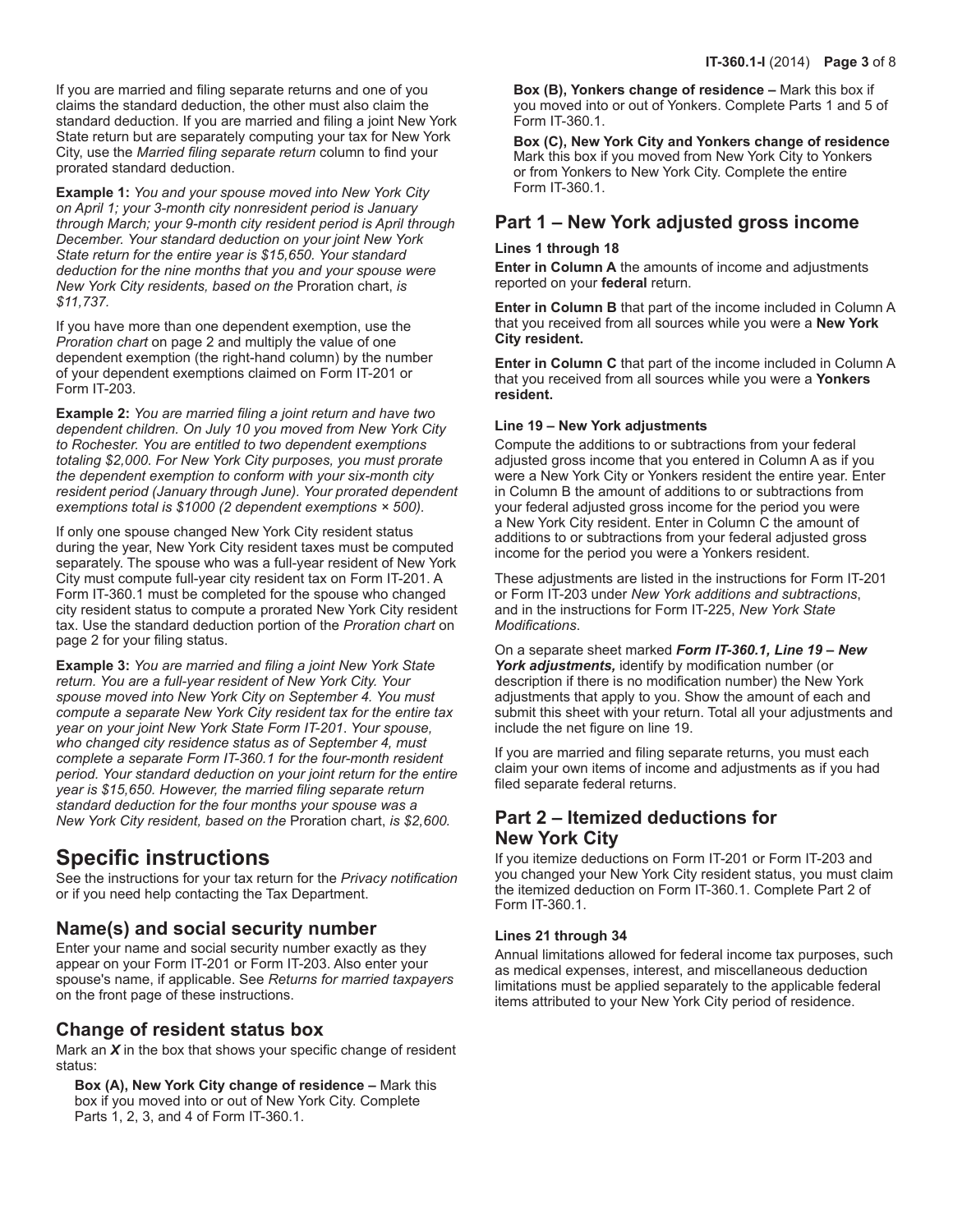If you are married and filing separate returns and one of you claims the standard deduction, the other must also claim the standard deduction. If you are married and filing a joint New York State return but are separately computing your tax for New York City, use the *Married filing separate return* column to find your prorated standard deduction.

**Example 1:** *You and your spouse moved into New York City on April 1; your 3-month city nonresident period is January through March; your 9-month city resident period is April through December. Your standard deduction on your joint New York State return for the entire year is $15,650. Your standard deduction for the nine months that you and your spouse were New York City residents, based on the* Proration chart, *is $11,737.*

If you have more than one dependent exemption, use the *Proration chart* on page 2 and multiply the value of one dependent exemption (the right-hand column) by the number of your dependent exemptions claimed on Form IT-201 or Form IT-203.

**Example 2:** *You are married filing a joint return and have two dependent children. On July 10 you moved from New York City to Rochester. You are entitled to two dependent exemptions totaling $2,000. For New York City purposes, you must prorate the dependent exemption to conform with your six-month city resident period (January through June). Your prorated dependent exemptions total is $1000 (2 dependent exemptions × 500).*

If only one spouse changed New York City resident status during the year, New York City resident taxes must be computed separately. The spouse who was a full-year resident of New York City must compute full-year city resident tax on Form IT-201. A Form IT-360.1 must be completed for the spouse who changed city resident status to compute a prorated New York City resident tax. Use the standard deduction portion of the *Proration chart* on page 2 for your filing status.

**Example 3:** *You are married and filing a joint New York State return. You are a full-year resident of New York City. Your spouse moved into New York City on September 4. You must compute a separate New York City resident tax for the entire tax year on your joint New York State Form IT-201. Your spouse, who changed city residence status as of September 4, must complete a separate Form IT-360.1 for the four-month resident period. Your standard deduction on your joint return for the entire year is $15,650. However, the married filing separate return standard deduction for the four months your spouse was a New York City resident, based on the* Proration chart, *is $2,600.*

# Specific instructions

See the instructions for your tax return for the *Privacy notification* or if you need help contacting the Tax Department.

## Name(s) and social security number

Enter your name and social security number exactly as they appear on your Form IT-201 or Form IT-203. Also enter your spouse's name, if applicable. See *Returns for married taxpayers* on the front page of these instructions.

## Change of resident status box

Mark an ***X*** in the box that shows your specific change of resident status:

**Box (A), New York City change of residence –** Mark this box if you moved into or out of New York City. Complete Parts 1, 2, 3, and 4 of Form IT-360.1.

**Box (B), Yonkers change of residence –** Mark this box if you moved into or out of Yonkers. Complete Parts 1 and 5 of Form IT-360.1.

**Box (C), New York City and Yonkers change of residence** Mark this box if you moved from New York City to Yonkers or from Yonkers to New York City. Complete the entire Form IT-360.1.

## Part 1 – New York adjusted gross income

### Lines 1 through 18

**Enter in Column A** the amounts of income and adjustments reported on your **federal** return.

**Enter in Column B** that part of the income included in Column A that you received from all sources while you were a **New York City resident.**

**Enter in Column C** that part of the income included in Column A that you received from all sources while you were a **Yonkers resident.**

### Line 19 – New York adjustments

Compute the additions to or subtractions from your federal adjusted gross income that you entered in Column A as if you were a New York City or Yonkers resident the entire year. Enter in Column B the amount of additions to or subtractions from your federal adjusted gross income for the period you were a New York City resident. Enter in Column C the amount of additions to or subtractions from your federal adjusted gross income for the period you were a Yonkers resident.

These adjustments are listed in the instructions for Form IT-201 or Form IT-203 under *New York additions and subtractions*, and in the instructions for Form IT-225, *New York State Modifications*.

On a separate sheet marked ***Form IT-360.1, Line 19 – New York adjustments,*** identify by modification number (or description if there is no modification number) the New York adjustments that apply to you. Show the amount of each and submit this sheet with your return. Total all your adjustments and include the net figure on line 19.

If you are married and filing separate returns, you must each claim your own items of income and adjustments as if you had filed separate federal returns.

## Part 2 – Itemized deductions for New York City

If you itemize deductions on Form IT-201 or Form IT-203 and you changed your New York City resident status, you must claim the itemized deduction on Form IT-360.1. Complete Part 2 of Form IT-360.1.

### Lines 21 through 34

Annual limitations allowed for federal income tax purposes, such as medical expenses, interest, and miscellaneous deduction limitations must be applied separately to the applicable federal items attributed to your New York City period of residence.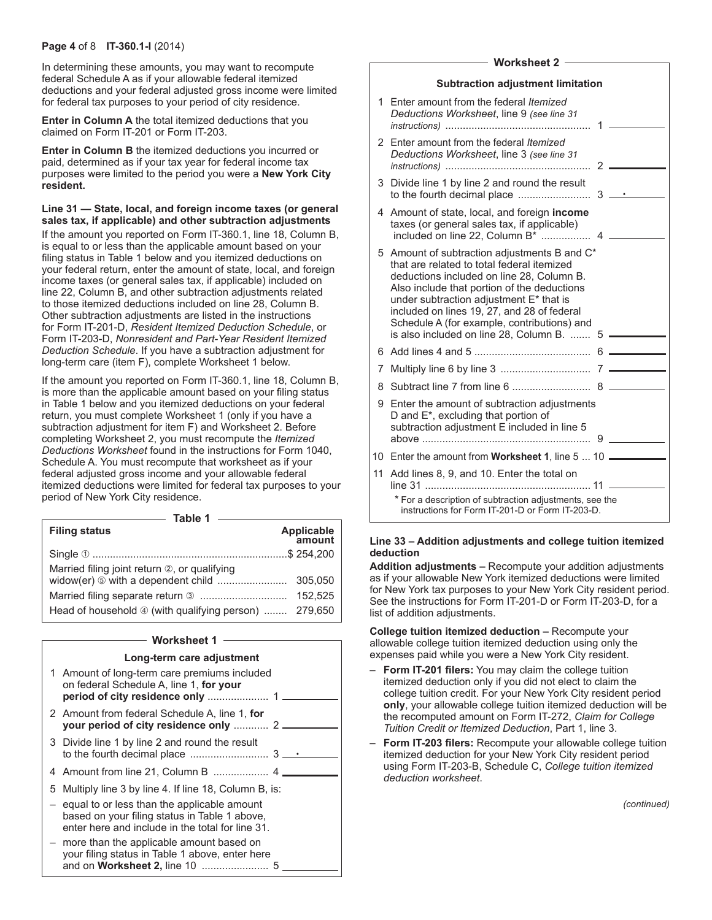In determining these amounts, you may want to recompute federal Schedule A as if your allowable federal itemized deductions and your federal adjusted gross income were limited for federal tax purposes to your period of city residence.

**Enter in Column A** the total itemized deductions that you claimed on Form IT-201 or Form IT-203.

**Enter in Column B** the itemized deductions you incurred or paid, determined as if your tax year for federal income tax purposes were limited to the period you were a **New York City resident.**

**Line 31 — State, local, and foreign income taxes (or general sales tax, if applicable) and other subtraction adjustments**

If the amount you reported on Form IT-360.1, line 18, Column B, is equal to or less than the applicable amount based on your filing status in Table 1 below and you itemized deductions on your federal return, enter the amount of state, local, and foreign income taxes (or general sales tax, if applicable) included on line 22, Column B, and other subtraction adjustments related to those itemized deductions included on line 28, Column B. Other subtraction adjustments are listed in the instructions for Form IT-201-D, *Resident Itemized Deduction Schedule*, or Form IT-203-D, *Nonresident and Part-Year Resident Itemized Deduction Schedule*. If you have a subtraction adjustment for long-term care (item F), complete Worksheet 1 below.

If the amount you reported on Form IT-360.1, line 18, Column B, is more than the applicable amount based on your filing status in Table 1 below and you itemized deductions on your federal return, you must complete Worksheet 1 (only if you have a subtraction adjustment for item F) and Worksheet 2. Before completing Worksheet 2, you must recompute the *Itemized Deductions Worksheet* found in the instructions for Form 1040, Schedule A. You must recompute that worksheet as if your federal adjusted gross income and your allowable federal itemized deductions were limited for federal tax purposes to your period of New York City residence.

**Table 1**

| Filing status | Applicable amount |
|---|---|
| Single ① | $ 254,200 |
| Married filing joint return ②, or qualifying widow(er) ⑤ with a dependent child | 305,050 |
| Married filing separate return ③ | 152,525 |
| Head of household ④ (with qualifying person) | 279,650 |

**Worksheet 1**

**Long-term care adjustment**

1. Amount of long-term care premiums included on federal Schedule A, line 1, **for your period of city residence only** .......... 1 ______
2. Amount from federal Schedule A, line 1, **for your period of city residence only** .......... 2 ______
3. Divide line 1 by line 2 and round the result to the fourth decimal place .......... 3 ___.___
4. Amount from line 21, Column B .......... 4 ______
5. Multiply line 3 by line 4. If line 18, Column B, is:
   - equal to or less than the applicable amount based on your filing status in Table 1 above, enter here and include in the total for line 31.
   - more than the applicable amount based on your filing status in Table 1 above, enter here and on **Worksheet 2,** line 10 .......... 5 ______

**Worksheet 2**

**Subtraction adjustment limitation**

1. Enter amount from the federal *Itemized Deductions Worksheet*, line 9 *(see line 31 instructions)* .......... 1 ______
2. Enter amount from the federal *Itemized Deductions Worksheet*, line 3 *(see line 31 instructions)* .......... 2 ______
3. Divide line 1 by line 2 and round the result to the fourth decimal place .......... 3 ___.___
4. Amount of state, local, and foreign **income** taxes (or general sales tax, if applicable) included on line 22, Column B* .......... 4 ______
5. Amount of subtraction adjustments B and C* that are related to total federal itemized deductions included on line 28, Column B. Also include that portion of the deductions under subtraction adjustment E* that is included on lines 19, 27, and 28 of federal Schedule A (for example, contributions) and is also included on line 28, Column B. .......... 5 ______
6. Add lines 4 and 5 .......... 6 ______
7. Multiply line 6 by line 3 .......... 7 ______
8. Subtract line 7 from line 6 .......... 8 ______
9. Enter the amount of subtraction adjustments D and E*, excluding that portion of subtraction adjustment E included in line 5 above .......... 9 ______
10. Enter the amount from **Worksheet 1**, line 5 ... 10 ______
11. Add lines 8, 9, and 10. Enter the total on line 31 .......... 11 ______

\* For a description of subtraction adjustments, see the instructions for Form IT-201-D or Form IT-203-D.

**Line 33 – Addition adjustments and college tuition itemized deduction**

**Addition adjustments –** Recompute your addition adjustments as if your allowable New York itemized deductions were limited for New York tax purposes to your New York City resident period. See the instructions for Form IT-201-D or Form IT-203-D, for a list of addition adjustments.

**College tuition itemized deduction –** Recompute your allowable college tuition itemized deduction using only the expenses paid while you were a New York City resident.

- **Form IT-201 filers:** You may claim the college tuition itemized deduction only if you did not elect to claim the college tuition credit. For your New York City resident period **only**, your allowable college tuition itemized deduction will be the recomputed amount on Form IT-272, *Claim for College Tuition Credit or Itemized Deduction*, Part 1, line 3.
- **Form IT-203 filers:** Recompute your allowable college tuition itemized deduction for your New York City resident period using Form IT-203-B, Schedule C, *College tuition itemized deduction worksheet*.

*(continued)*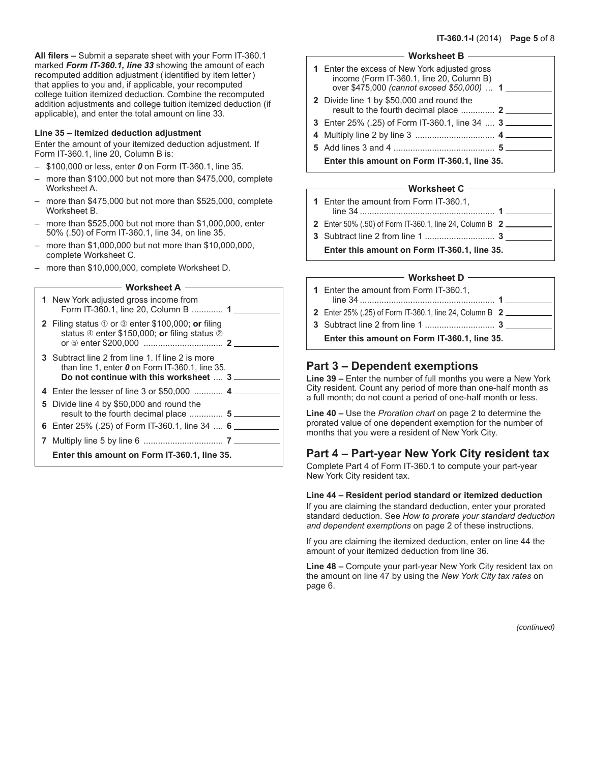**All filers –** Submit a separate sheet with your Form IT-360.1 marked ***Form IT-360.1, line 33*** showing the amount of each recomputed addition adjustment (identified by item letter) that applies to you and, if applicable, your recomputed college tuition itemized deduction. Combine the recomputed addition adjustments and college tuition itemized deduction (if applicable), and enter the total amount on line 33.

**Line 35 – Itemized deduction adjustment**

Enter the amount of your itemized deduction adjustment. If Form IT-360.1, line 20, Column B is:

- $100,000 or less, enter ***0*** on Form IT-360.1, line 35.
- more than $100,000 but not more than $475,000, complete Worksheet A.
- more than $475,000 but not more than $525,000, complete Worksheet B.
- more than $525,000 but not more than $1,000,000, enter 50% (.50) of Form IT-360.1, line 34, on line 35.
- more than $1,000,000 but not more than $10,000,000, complete Worksheet C.
- more than $10,000,000, complete Worksheet D.

**Worksheet A**

| | | |
|---|---|---|
| **1** | New York adjusted gross income from Form IT-360.1, line 20, Column B | **1** ______ |
| **2** | Filing status ① or ③ enter $100,000; **or** filing status ④ enter $150,000; **or** filing status ② or ⑤ enter $200,000 | **2** ______ |
| **3** | Subtract line 2 from line 1. If line 2 is more than line 1, enter ***0*** on Form IT-360.1, line 35. **Do not continue with this worksheet** | **3** ______ |
| **4** | Enter the lesser of line 3 or $50,000 | **4** ______ |
| **5** | Divide line 4 by $50,000 and round the result to the fourth decimal place | **5** ______ |
| **6** | Enter 25% (.25) of Form IT-360.1, line 34 | **6** ______ |
| **7** | Multiply line 5 by line 6 | **7** ______ |
| | **Enter this amount on Form IT-360.1, line 35.** | |

**Worksheet B**

| | | |
|---|---|---|
| **1** | Enter the excess of New York adjusted gross income (Form IT-360.1, line 20, Column B) over $475,000 *(cannot exceed $50,000)* | **1** ______ |
| **2** | Divide line 1 by $50,000 and round the result to the fourth decimal place | **2** ______ |
| **3** | Enter 25% (.25) of Form IT-360.1, line 34 | **3** ______ |
| **4** | Multiply line 2 by line 3 | **4** ______ |
| **5** | Add lines 3 and 4 | **5** ______ |
| | **Enter this amount on Form IT-360.1, line 35.** | |

**Worksheet C**

| | | |
|---|---|---|
| **1** | Enter the amount from Form IT-360.1, line 34 | **1** ______ |
| **2** | Enter 50% (.50) of Form IT-360.1, line 24, Column B | **2** ______ |
| **3** | Subtract line 2 from line 1 | **3** ______ |
| | **Enter this amount on Form IT-360.1, line 35.** | |

**Worksheet D**

| | | |
|---|---|---|
| **1** | Enter the amount from Form IT-360.1, line 34 | **1** ______ |
| **2** | Enter 25% (.25) of Form IT-360.1, line 24, Column B | **2** ______ |
| **3** | Subtract line 2 from line 1 | **3** ______ |
| | **Enter this amount on Form IT-360.1, line 35.** | |

## Part 3 – Dependent exemptions

**Line 39 –** Enter the number of full months you were a New York City resident. Count any period of more than one-half month as a full month; do not count a period of one-half month or less.

**Line 40 –** Use the *Proration chart* on page 2 to determine the prorated value of one dependent exemption for the number of months that you were a resident of New York City.

## Part 4 – Part-year New York City resident tax

Complete Part 4 of Form IT-360.1 to compute your part-year New York City resident tax.

**Line 44 – Resident period standard or itemized deduction**

If you are claiming the standard deduction, enter your prorated standard deduction. See *How to prorate your standard deduction and dependent exemptions* on page 2 of these instructions.

If you are claiming the itemized deduction, enter on line 44 the amount of your itemized deduction from line 36.

**Line 48 –** Compute your part-year New York City resident tax on the amount on line 47 by using the *New York City tax rates* on page 6.

*(continued)*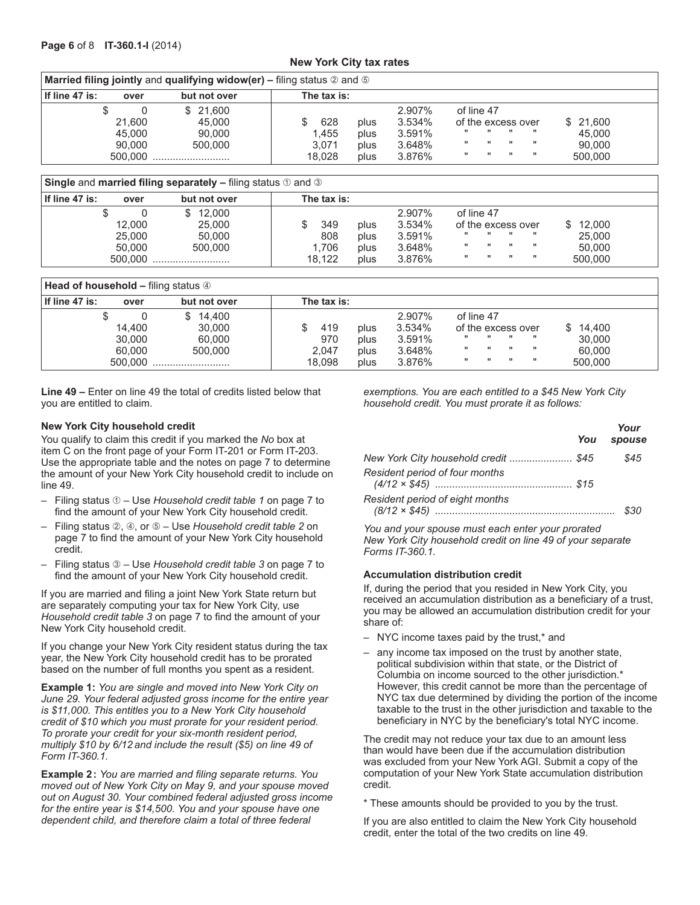## New York City tax rates

| **Married filing jointly** and **qualifying widow(er)** – filing status ② and ⑤ | | | | | | |
|---|---|---|---|---|---|---|
| **If line 47 is: over** | **but not over** | **The tax is:** | | | | |
| $ 0 | $ 21,600 | | | 2.907% | of line 47 | |
| 21,600 | 45,000 | $ 628 | plus | 3.534% | of the excess over | $ 21,600 |
| 45,000 | 90,000 | 1,455 | plus | 3.591% | " " " " | 45,000 |
| 90,000 | 500,000 | 3,071 | plus | 3.648% | " " " " | 90,000 |
| 500,000 | .......................... | 18,028 | plus | 3.876% | " " " " | 500,000 |

| **Single** and **married filing separately** – filing status ① and ③ | | | | | | |
|---|---|---|---|---|---|---|
| **If line 47 is: over** | **but not over** | **The tax is:** | | | | |
| $ 0 | $ 12,000 | | | 2.907% | of line 47 | |
| 12,000 | 25,000 | $ 349 | plus | 3.534% | of the excess over | $ 12,000 |
| 25,000 | 50,000 | 808 | plus | 3.591% | " " " " | 25,000 |
| 50,000 | 500,000 | 1,706 | plus | 3.648% | " " " " | 50,000 |
| 500,000 | .......................... | 18,122 | plus | 3.876% | " " " " | 500,000 |

| **Head of household** – filing status ④ | | | | | | |
|---|---|---|---|---|---|---|
| **If line 47 is: over** | **but not over** | **The tax is:** | | | | |
| $ 0 | $ 14,400 | | | 2.907% | of line 47 | |
| 14,400 | 30,000 | $ 419 | plus | 3.534% | of the excess over | $ 14,400 |
| 30,000 | 60,000 | 970 | plus | 3.591% | " " " " | 30,000 |
| 60,000 | 500,000 | 2,047 | plus | 3.648% | " " " " | 60,000 |
| 500,000 | .......................... | 18,098 | plus | 3.876% | " " " " | 500,000 |

**Line 49 –** Enter on line 49 the total of credits listed below that you are entitled to claim.

**New York City household credit**

You qualify to claim this credit if you marked the *No* box at item C on the front page of your Form IT-201 or Form IT-203. Use the appropriate table and the notes on page 7 to determine the amount of your New York City household credit to include on line 49.

- Filing status ① – Use *Household credit table 1* on page 7 to find the amount of your New York City household credit.
- Filing status ②, ④, or ⑤ – Use *Household credit table 2* on page 7 to find the amount of your New York City household credit.
- Filing status ③ – Use *Household credit table 3* on page 7 to find the amount of your New York City household credit.

If you are married and filing a joint New York State return but are separately computing your tax for New York City, use *Household credit table 3* on page 7 to find the amount of your New York City household credit.

If you change your New York City resident status during the tax year, the New York City household credit has to be prorated based on the number of full months you spent as a resident.

**Example 1:** *You are single and moved into New York City on June 29. Your federal adjusted gross income for the entire year is $11,000. This entitles you to a New York City household credit of $10 which you must prorate for your resident period. To prorate your credit for your six-month resident period, multiply $10 by 6/12 and include the result ($5) on line 49 of Form IT-360.1.*

**Example 2:** *You are married and filing separate returns. You moved out of New York City on May 9, and your spouse moved out on August 30. Your combined federal adjusted gross income for the entire year is $14,500. You and your spouse have one dependent child, and therefore claim a total of three federal exemptions. You are each entitled to a $45 New York City household credit. You must prorate it as follows:*

| | *You* | *Your spouse* |
|---|---|---|
| *New York City household credit* ...................... | *$45* | *$45* |
| *Resident period of four months (4/12 × $45)* ............................................... | *$15* | |
| *Resident period of eight months (8/12 × $45)* ............................................................. | | *$30* |

*You and your spouse must each enter your prorated New York City household credit on line 49 of your separate Forms IT-360.1.*

**Accumulation distribution credit**

If, during the period that you resided in New York City, you received an accumulation distribution as a beneficiary of a trust, you may be allowed an accumulation distribution credit for your share of:

- NYC income taxes paid by the trust,* and
- any income tax imposed on the trust by another state, political subdivision within that state, or the District of Columbia on income sourced to the other jurisdiction.* However, this credit cannot be more than the percentage of NYC tax due determined by dividing the portion of the income taxable to the trust in the other jurisdiction and taxable to the beneficiary in NYC by the beneficiary's total NYC income.

The credit may not reduce your tax due to an amount less than would have been due if the accumulation distribution was excluded from your New York AGI. Submit a copy of the computation of your New York State accumulation distribution credit.

\* These amounts should be provided to you by the trust.

If you are also entitled to claim the New York City household credit, enter the total of the two credits on line 49.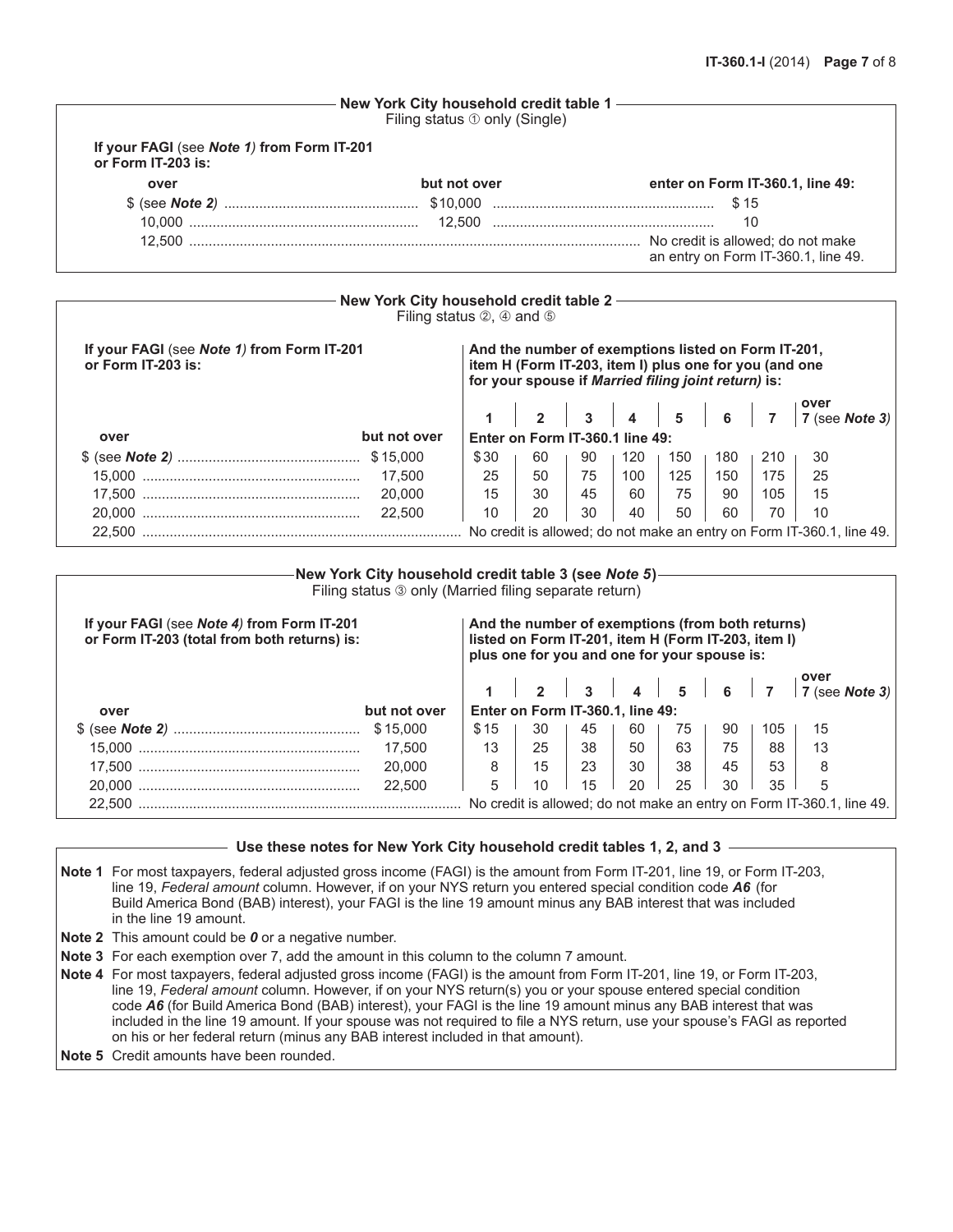## New York City household credit table 1

Filing status ① only (Single)

| If your FAGI (see *Note 1*) from Form IT-201 or Form IT-203 is: over | but not over | enter on Form IT-360.1, line 49: |
|---|---|---|
| $ (see *Note 2*) | $10,000 | $ 15 |
| 10,000 | 12,500 | 10 |
| 12,500 | | No credit is allowed; do not make an entry on Form IT-360.1, line 49. |

## New York City household credit table 2

Filing status ②, ④ and ⑤

| If your FAGI (see *Note 1*) from Form IT-201 or Form IT-203 is: | | And the number of exemptions listed on Form IT-201, item H (Form IT-203, item I) plus one for you (and one for your spouse if *Married filing joint return*) is: | | | | | | | |
|---|---|---|---|---|---|---|---|---|---|
| | | 1 | 2 | 3 | 4 | 5 | 6 | 7 | over 7 (see *Note 3*) |
| over | but not over | Enter on Form IT-360.1 line 49: | | | | | | | |
| $ (see *Note 2*) | $15,000 | $30 | 60 | 90 | 120 | 150 | 180 | 210 | 30 |
| 15,000 | 17,500 | 25 | 50 | 75 | 100 | 125 | 150 | 175 | 25 |
| 17,500 | 20,000 | 15 | 30 | 45 | 60 | 75 | 90 | 105 | 15 |
| 20,000 | 22,500 | 10 | 20 | 30 | 40 | 50 | 60 | 70 | 10 |
| 22,500 | | No credit is allowed; do not make an entry on Form IT-360.1, line 49. | | | | | | | |

## New York City household credit table 3 (see *Note 5*)

Filing status ③ only (Married filing separate return)

| If your FAGI (see *Note 4*) from Form IT-201 or Form IT-203 (total from both returns) is: | | And the number of exemptions (from both returns) listed on Form IT-201, item H (Form IT-203, item I) plus one for you and one for your spouse is: | | | | | | | |
|---|---|---|---|---|---|---|---|---|---|
| | | 1 | 2 | 3 | 4 | 5 | 6 | 7 | over 7 (see *Note 3*) |
| over | but not over | Enter on Form IT-360.1, line 49: | | | | | | | |
| $ (see *Note 2*) | $15,000 | $15 | 30 | 45 | 60 | 75 | 90 | 105 | 15 |
| 15,000 | 17,500 | 13 | 25 | 38 | 50 | 63 | 75 | 88 | 13 |
| 17,500 | 20,000 | 8 | 15 | 23 | 30 | 38 | 45 | 53 | 8 |
| 20,000 | 22,500 | 5 | 10 | 15 | 20 | 25 | 30 | 35 | 5 |
| 22,500 | | No credit is allowed; do not make an entry on Form IT-360.1, line 49. | | | | | | | |

## Use these notes for New York City household credit tables 1, 2, and 3

**Note 1** For most taxpayers, federal adjusted gross income (FAGI) is the amount from Form IT-201, line 19, or Form IT-203, line 19, *Federal amount* column. However, if on your NYS return you entered special condition code ***A6*** (for Build America Bond (BAB) interest), your FAGI is the line 19 amount minus any BAB interest that was included in the line 19 amount.

**Note 2** This amount could be ***0*** or a negative number.

**Note 3** For each exemption over 7, add the amount in this column to the column 7 amount.

**Note 4** For most taxpayers, federal adjusted gross income (FAGI) is the amount from Form IT-201, line 19, or Form IT-203, line 19, *Federal amount* column. However, if on your NYS return(s) you or your spouse entered special condition code ***A6*** (for Build America Bond (BAB) interest), your FAGI is the line 19 amount minus any BAB interest that was included in the line 19 amount. If your spouse was not required to file a NYS return, use your spouse's FAGI as reported on his or her federal return (minus any BAB interest included in that amount).

**Note 5** Credit amounts have been rounded.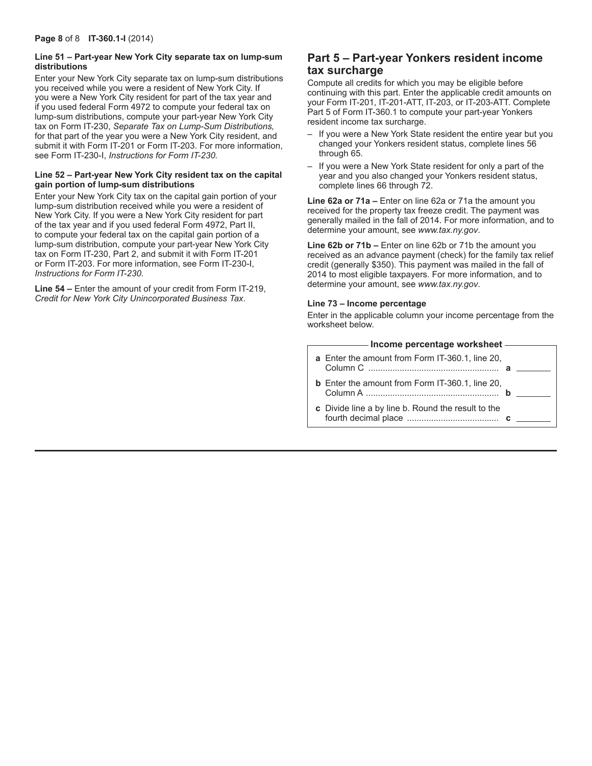**Line 51 – Part-year New York City separate tax on lump-sum distributions**

Enter your New York City separate tax on lump-sum distributions you received while you were a resident of New York City. If you were a New York City resident for part of the tax year and if you used federal Form 4972 to compute your federal tax on lump-sum distributions, compute your part-year New York City tax on Form IT-230, *Separate Tax on Lump-Sum Distributions,* for that part of the year you were a New York City resident, and submit it with Form IT-201 or Form IT-203. For more information, see Form IT-230-I, *Instructions for Form IT-230.*

**Line 52 – Part-year New York City resident tax on the capital gain portion of lump-sum distributions**

Enter your New York City tax on the capital gain portion of your lump-sum distribution received while you were a resident of New York City. If you were a New York City resident for part of the tax year and if you used federal Form 4972, Part II, to compute your federal tax on the capital gain portion of a lump-sum distribution, compute your part-year New York City tax on Form IT-230, Part 2, and submit it with Form IT-201 or Form IT-203. For more information, see Form IT-230-I, *Instructions for Form IT-230.*

**Line 54 –** Enter the amount of your credit from Form IT-219, *Credit for New York City Unincorporated Business Tax*.

## Part 5 – Part-year Yonkers resident income tax surcharge

Compute all credits for which you may be eligible before continuing with this part. Enter the applicable credit amounts on your Form IT-201, IT-201-ATT, IT-203, or IT-203-ATT. Complete Part 5 of Form IT-360.1 to compute your part-year Yonkers resident income tax surcharge.

- If you were a New York State resident the entire year but you changed your Yonkers resident status, complete lines 56 through 65.
- If you were a New York State resident for only a part of the year and you also changed your Yonkers resident status, complete lines 66 through 72.

**Line 62a or 71a –** Enter on line 62a or 71a the amount you received for the property tax freeze credit. The payment was generally mailed in the fall of 2014. For more information, and to determine your amount, see *www.tax.ny.gov*.

**Line 62b or 71b –** Enter on line 62b or 71b the amount you received as an advance payment (check) for the family tax relief credit (generally $350). This payment was mailed in the fall of 2014 to most eligible taxpayers. For more information, and to determine your amount, see *www.tax.ny.gov*.

**Line 73 – Income percentage**

Enter in the applicable column your income percentage from the worksheet below.

**Income percentage worksheet**

| | | |
|---|---|---|
| **a** Enter the amount from Form IT-360.1, line 20, Column C | **a** | |
| **b** Enter the amount from Form IT-360.1, line 20, Column A | **b** | |
| **c** Divide line a by line b. Round the result to the fourth decimal place | **c** | |